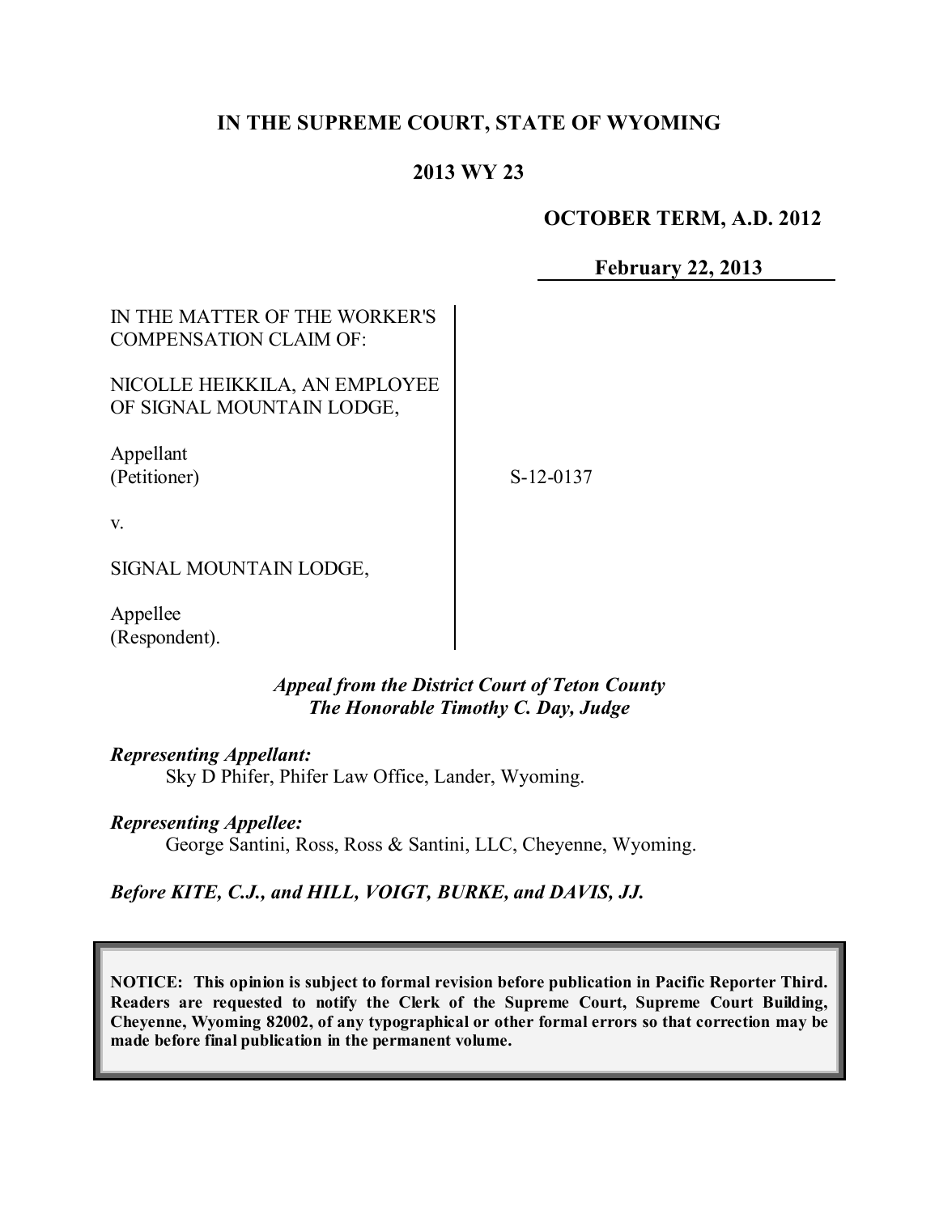# IN THE SUPREME COURT, STATE OF WYOMING

## 2013 WY 23

**OCTOBER TERM, A.D. 2012**

**February 22, 2013**

| | |
|---|---|
| IN THE MATTER OF THE WORKER'S COMPENSATION CLAIM OF:<br><br>NICOLLE HEIKKILA, AN EMPLOYEE OF SIGNAL MOUNTAIN LODGE,<br><br>Appellant (Petitioner)<br><br>v.<br><br>SIGNAL MOUNTAIN LODGE,<br><br>Appellee (Respondent). | S-12-0137 |

***Appeal from the District Court of Teton County***
***The Honorable Timothy C. Day, Judge***

***Representing Appellant:***
Sky D Phifer, Phifer Law Office, Lander, Wyoming.

***Representing Appellee:***
George Santini, Ross, Ross & Santini, LLC, Cheyenne, Wyoming.

***Before KITE, C.J., and HILL, VOIGT, BURKE, and DAVIS, JJ.***

**NOTICE: This opinion is subject to formal revision before publication in Pacific Reporter Third. Readers are requested to notify the Clerk of the Supreme Court, Supreme Court Building, Cheyenne, Wyoming 82002, of any typographical or other formal errors so that correction may be made before final publication in the permanent volume.**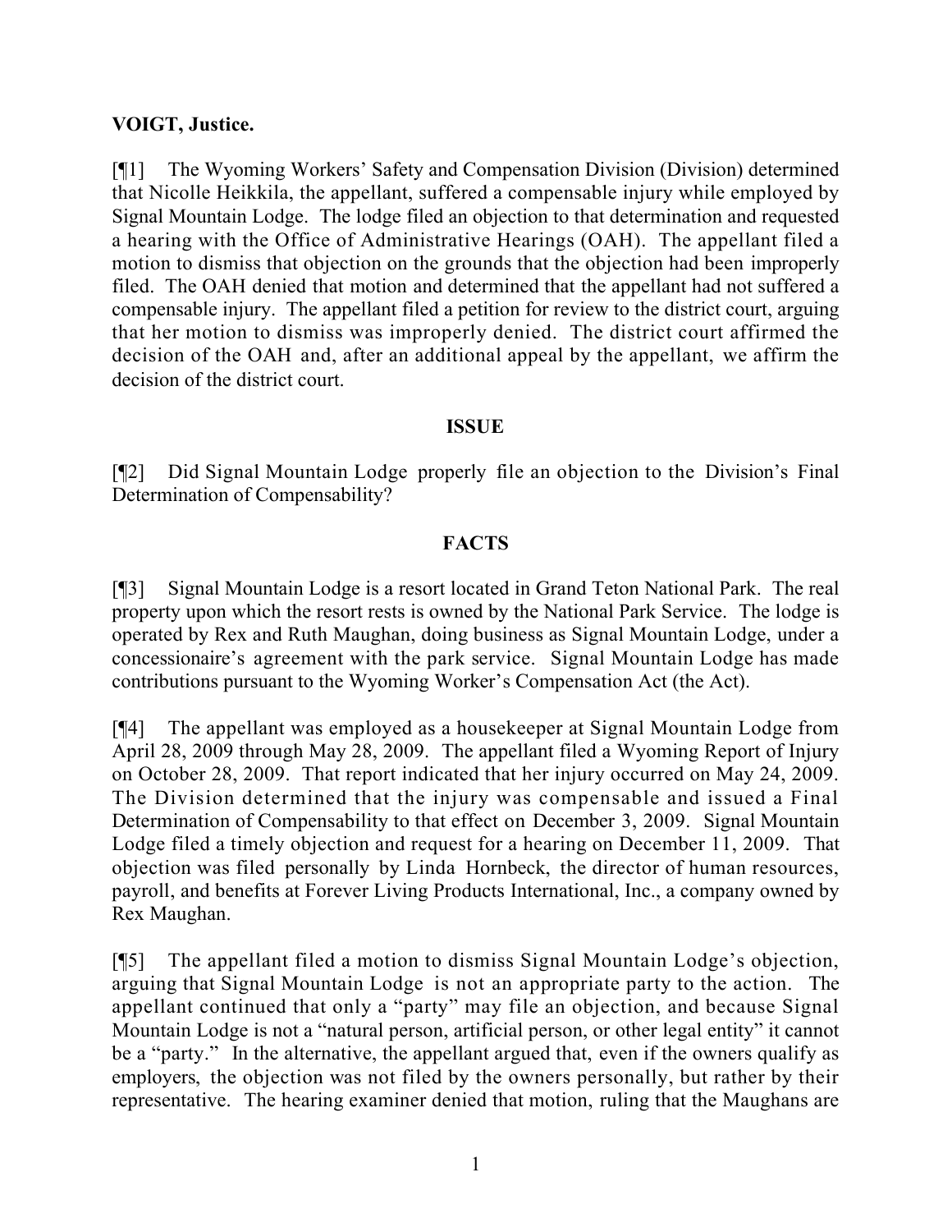**VOIGT, Justice.**

[¶1] The Wyoming Workers' Safety and Compensation Division (Division) determined that Nicolle Heikkila, the appellant, suffered a compensable injury while employed by Signal Mountain Lodge. The lodge filed an objection to that determination and requested a hearing with the Office of Administrative Hearings (OAH). The appellant filed a motion to dismiss that objection on the grounds that the objection had been improperly filed. The OAH denied that motion and determined that the appellant had not suffered a compensable injury. The appellant filed a petition for review to the district court, arguing that her motion to dismiss was improperly denied. The district court affirmed the decision of the OAH and, after an additional appeal by the appellant, we affirm the decision of the district court.

## ISSUE

[¶2] Did Signal Mountain Lodge properly file an objection to the Division's Final Determination of Compensability?

## FACTS

[¶3] Signal Mountain Lodge is a resort located in Grand Teton National Park. The real property upon which the resort rests is owned by the National Park Service. The lodge is operated by Rex and Ruth Maughan, doing business as Signal Mountain Lodge, under a concessionaire's agreement with the park service. Signal Mountain Lodge has made contributions pursuant to the Wyoming Worker's Compensation Act (the Act).

[¶4] The appellant was employed as a housekeeper at Signal Mountain Lodge from April 28, 2009 through May 28, 2009. The appellant filed a Wyoming Report of Injury on October 28, 2009. That report indicated that her injury occurred on May 24, 2009. The Division determined that the injury was compensable and issued a Final Determination of Compensability to that effect on December 3, 2009. Signal Mountain Lodge filed a timely objection and request for a hearing on December 11, 2009. That objection was filed personally by Linda Hornbeck, the director of human resources, payroll, and benefits at Forever Living Products International, Inc., a company owned by Rex Maughan.

[¶5] The appellant filed a motion to dismiss Signal Mountain Lodge's objection, arguing that Signal Mountain Lodge is not an appropriate party to the action. The appellant continued that only a "party" may file an objection, and because Signal Mountain Lodge is not a "natural person, artificial person, or other legal entity" it cannot be a "party." In the alternative, the appellant argued that, even if the owners qualify as employers, the objection was not filed by the owners personally, but rather by their representative. The hearing examiner denied that motion, ruling that the Maughans are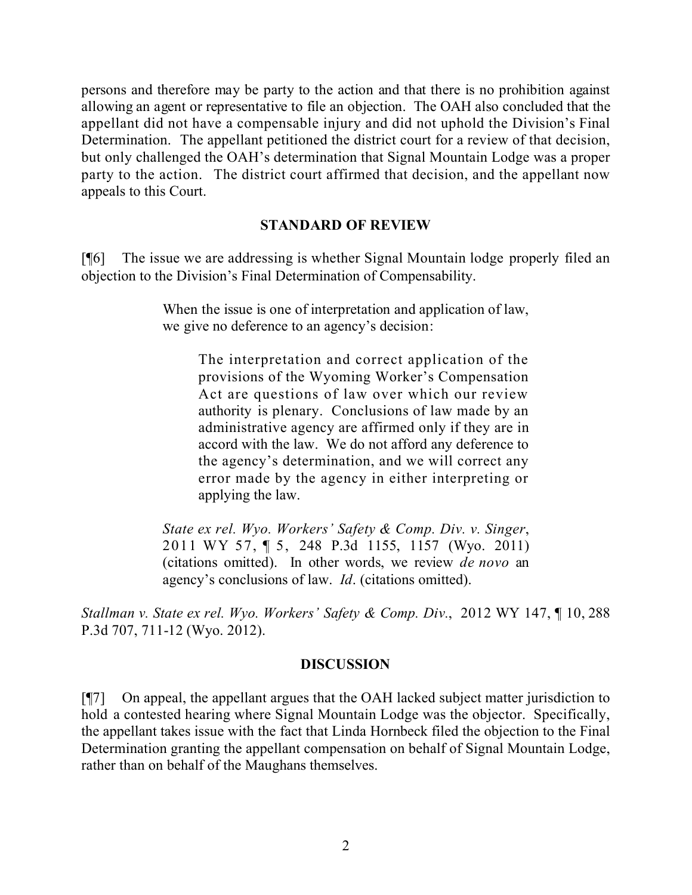persons and therefore may be party to the action and that there is no prohibition against allowing an agent or representative to file an objection. The OAH also concluded that the appellant did not have a compensable injury and did not uphold the Division's Final Determination. The appellant petitioned the district court for a review of that decision, but only challenged the OAH's determination that Signal Mountain Lodge was a proper party to the action. The district court affirmed that decision, and the appellant now appeals to this Court.

## STANDARD OF REVIEW

[¶6] The issue we are addressing is whether Signal Mountain lodge properly filed an objection to the Division's Final Determination of Compensability.

> When the issue is one of interpretation and application of law, we give no deference to an agency's decision:
>
> > The interpretation and correct application of the provisions of the Wyoming Worker's Compensation Act are questions of law over which our review authority is plenary. Conclusions of law made by an administrative agency are affirmed only if they are in accord with the law. We do not afford any deference to the agency's determination, and we will correct any error made by the agency in either interpreting or applying the law.
>
> *State ex rel. Wyo. Workers' Safety & Comp. Div. v. Singer*, 2011 WY 57, ¶ 5, 248 P.3d 1155, 1157 (Wyo. 2011) (citations omitted). In other words, we review *de novo* an agency's conclusions of law. *Id*. (citations omitted).

*Stallman v. State ex rel. Wyo. Workers' Safety & Comp. Div.*, 2012 WY 147, ¶ 10, 288 P.3d 707, 711-12 (Wyo. 2012).

## DISCUSSION

[¶7] On appeal, the appellant argues that the OAH lacked subject matter jurisdiction to hold a contested hearing where Signal Mountain Lodge was the objector. Specifically, the appellant takes issue with the fact that Linda Hornbeck filed the objection to the Final Determination granting the appellant compensation on behalf of Signal Mountain Lodge, rather than on behalf of the Maughans themselves.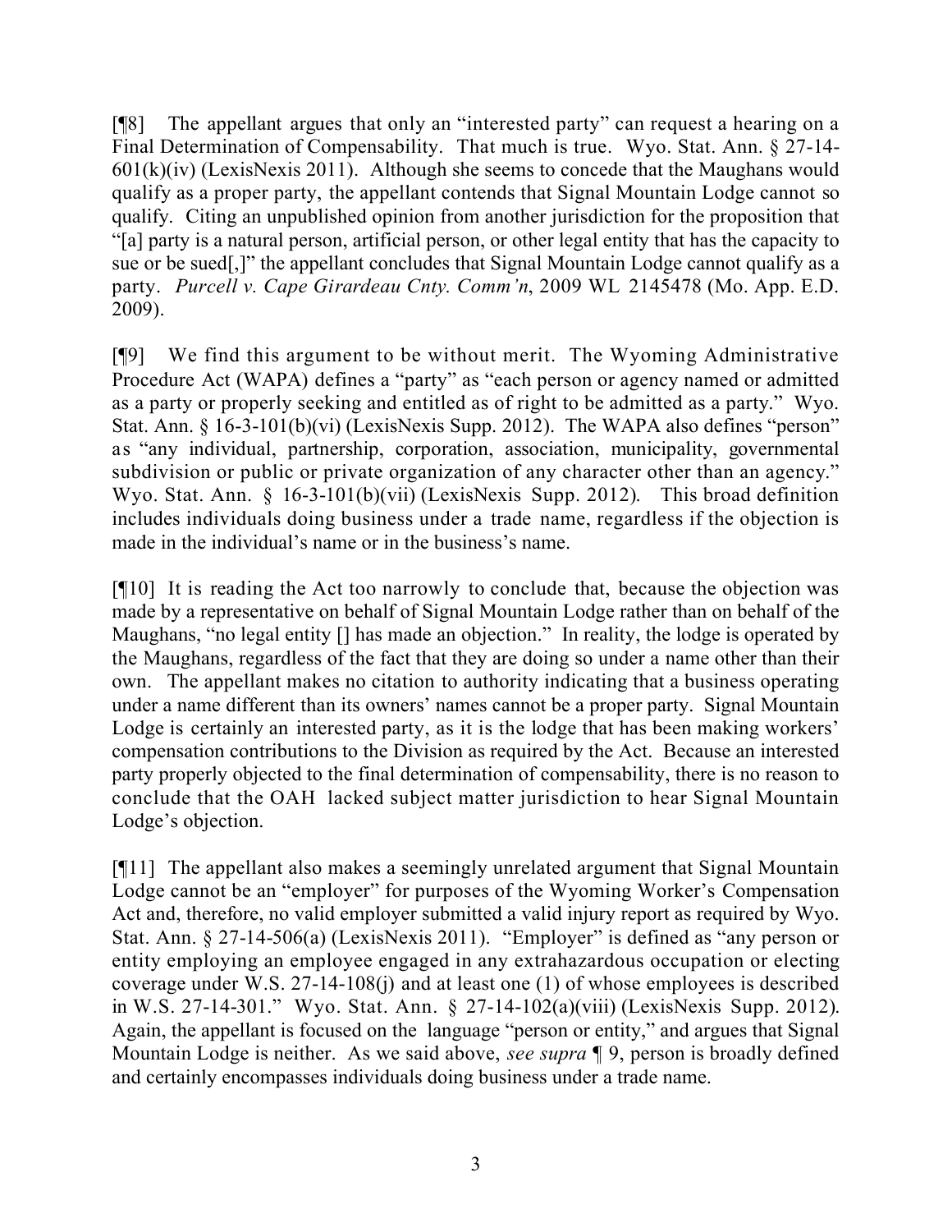[¶8] The appellant argues that only an "interested party" can request a hearing on a Final Determination of Compensability. That much is true. Wyo. Stat. Ann. § 27-14-601(k)(iv) (LexisNexis 2011). Although she seems to concede that the Maughans would qualify as a proper party, the appellant contends that Signal Mountain Lodge cannot so qualify. Citing an unpublished opinion from another jurisdiction for the proposition that "[a] party is a natural person, artificial person, or other legal entity that has the capacity to sue or be sued[,]" the appellant concludes that Signal Mountain Lodge cannot qualify as a party. *Purcell v. Cape Girardeau Cnty. Comm'n*, 2009 WL 2145478 (Mo. App. E.D. 2009).

[¶9] We find this argument to be without merit. The Wyoming Administrative Procedure Act (WAPA) defines a "party" as "each person or agency named or admitted as a party or properly seeking and entitled as of right to be admitted as a party." Wyo. Stat. Ann. § 16-3-101(b)(vi) (LexisNexis Supp. 2012). The WAPA also defines "person" as "any individual, partnership, corporation, association, municipality, governmental subdivision or public or private organization of any character other than an agency." Wyo. Stat. Ann. § 16-3-101(b)(vii) (LexisNexis Supp. 2012). This broad definition includes individuals doing business under a trade name, regardless if the objection is made in the individual's name or in the business's name.

[¶10] It is reading the Act too narrowly to conclude that, because the objection was made by a representative on behalf of Signal Mountain Lodge rather than on behalf of the Maughans, "no legal entity [] has made an objection." In reality, the lodge is operated by the Maughans, regardless of the fact that they are doing so under a name other than their own. The appellant makes no citation to authority indicating that a business operating under a name different than its owners' names cannot be a proper party. Signal Mountain Lodge is certainly an interested party, as it is the lodge that has been making workers' compensation contributions to the Division as required by the Act. Because an interested party properly objected to the final determination of compensability, there is no reason to conclude that the OAH lacked subject matter jurisdiction to hear Signal Mountain Lodge's objection.

[¶11] The appellant also makes a seemingly unrelated argument that Signal Mountain Lodge cannot be an "employer" for purposes of the Wyoming Worker's Compensation Act and, therefore, no valid employer submitted a valid injury report as required by Wyo. Stat. Ann. § 27-14-506(a) (LexisNexis 2011). "Employer" is defined as "any person or entity employing an employee engaged in any extrahazardous occupation or electing coverage under W.S. 27-14-108(j) and at least one (1) of whose employees is described in W.S. 27-14-301." Wyo. Stat. Ann. § 27-14-102(a)(viii) (LexisNexis Supp. 2012). Again, the appellant is focused on the language "person or entity," and argues that Signal Mountain Lodge is neither. As we said above, *see supra* ¶ 9, person is broadly defined and certainly encompasses individuals doing business under a trade name.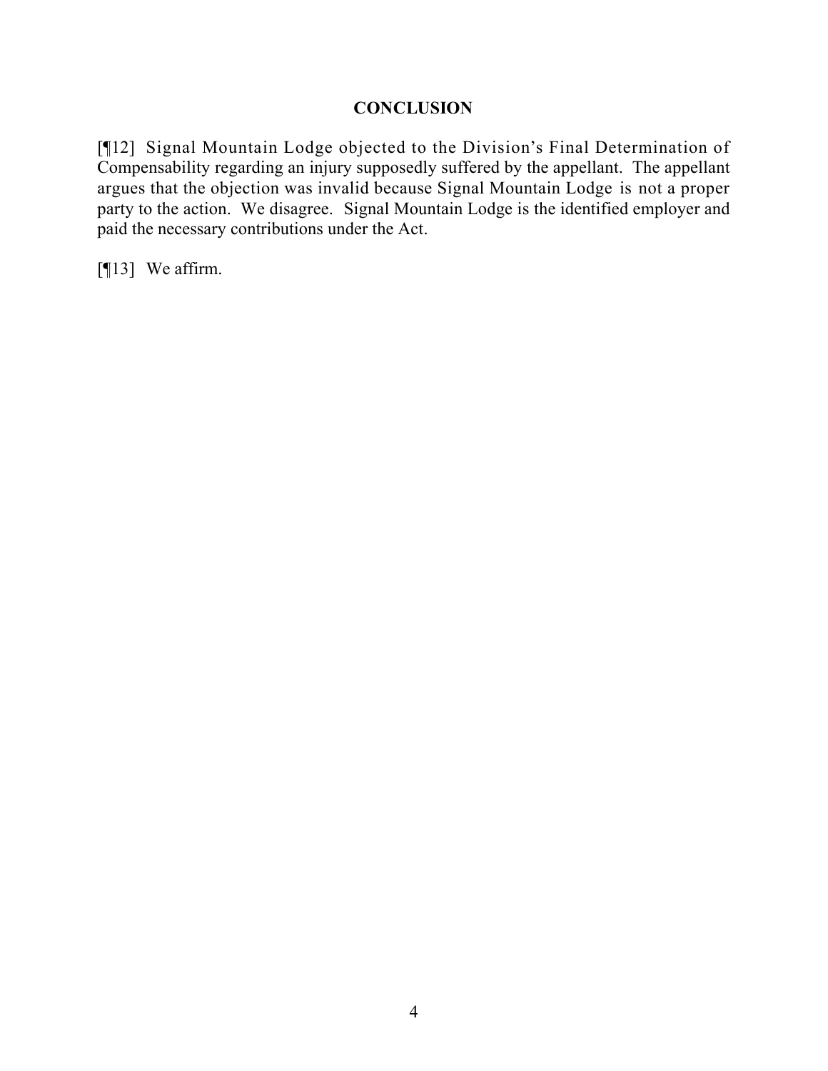## CONCLUSION

[¶12] Signal Mountain Lodge objected to the Division's Final Determination of Compensability regarding an injury supposedly suffered by the appellant. The appellant argues that the objection was invalid because Signal Mountain Lodge is not a proper party to the action. We disagree. Signal Mountain Lodge is the identified employer and paid the necessary contributions under the Act.

[¶13] We affirm.